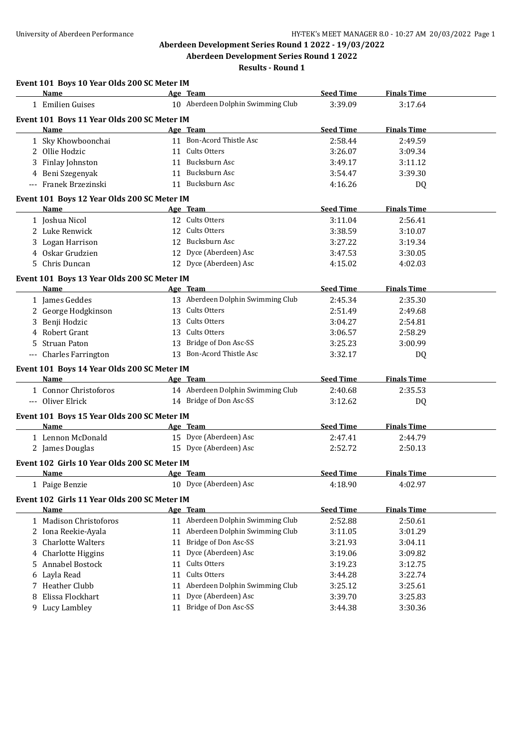# Aberdeen Development Series Round 1 2022 - 19/03/2022

## Aberdeen Development Series Round 1 2022

### Results - Round 1

**Event 101 Boys 10 Year Olds 200 SC Meter IM**

| | Name | Age | Team | Seed Time | Finals Time |
|---|---|---|---|---|---|
| 1 | Emilien Guises | 10 | Aberdeen Dolphin Swimming Club | 3:39.09 | 3:17.64 |

**Event 101 Boys 11 Year Olds 200 SC Meter IM**

| | Name | Age | Team | Seed Time | Finals Time |
|---|---|---|---|---|---|
| 1 | Sky Khowboonchai | 11 | Bon-Acord Thistle Asc | 2:58.44 | 2:49.59 |
| 2 | Ollie Hodzic | 11 | Cults Otters | 3:26.07 | 3:09.34 |
| 3 | Finlay Johnston | 11 | Bucksburn Asc | 3:49.17 | 3:11.12 |
| 4 | Beni Szegenyak | 11 | Bucksburn Asc | 3:54.47 | 3:39.30 |
| --- | Franek Brzezinski | 11 | Bucksburn Asc | 4:16.26 | DQ |

**Event 101 Boys 12 Year Olds 200 SC Meter IM**

| | Name | Age | Team | Seed Time | Finals Time |
|---|---|---|---|---|---|
| 1 | Joshua Nicol | 12 | Cults Otters | 3:11.04 | 2:56.41 |
| 2 | Luke Renwick | 12 | Cults Otters | 3:38.59 | 3:10.07 |
| 3 | Logan Harrison | 12 | Bucksburn Asc | 3:27.22 | 3:19.34 |
| 4 | Oskar Grudzien | 12 | Dyce (Aberdeen) Asc | 3:47.53 | 3:30.05 |
| 5 | Chris Duncan | 12 | Dyce (Aberdeen) Asc | 4:15.02 | 4:02.03 |

**Event 101 Boys 13 Year Olds 200 SC Meter IM**

| | Name | Age | Team | Seed Time | Finals Time |
|---|---|---|---|---|---|
| 1 | James Geddes | 13 | Aberdeen Dolphin Swimming Club | 2:45.34 | 2:35.30 |
| 2 | George Hodgkinson | 13 | Cults Otters | 2:51.49 | 2:49.68 |
| 3 | Benji Hodzic | 13 | Cults Otters | 3:04.27 | 2:54.81 |
| 4 | Robert Grant | 13 | Cults Otters | 3:06.57 | 2:58.29 |
| 5 | Struan Paton | 13 | Bridge of Don Asc-SS | 3:25.23 | 3:00.99 |
| --- | Charles Farrington | 13 | Bon-Acord Thistle Asc | 3:32.17 | DQ |

**Event 101 Boys 14 Year Olds 200 SC Meter IM**

| | Name | Age | Team | Seed Time | Finals Time |
|---|---|---|---|---|---|
| 1 | Connor Christoforos | 14 | Aberdeen Dolphin Swimming Club | 2:40.68 | 2:35.53 |
| --- | Oliver Elrick | 14 | Bridge of Don Asc-SS | 3:12.62 | DQ |

**Event 101 Boys 15 Year Olds 200 SC Meter IM**

| | Name | Age | Team | Seed Time | Finals Time |
|---|---|---|---|---|---|
| 1 | Lennon McDonald | 15 | Dyce (Aberdeen) Asc | 2:47.41 | 2:44.79 |
| 2 | James Douglas | 15 | Dyce (Aberdeen) Asc | 2:52.72 | 2:50.13 |

**Event 102 Girls 10 Year Olds 200 SC Meter IM**

| | Name | Age | Team | Seed Time | Finals Time |
|---|---|---|---|---|---|
| 1 | Paige Benzie | 10 | Dyce (Aberdeen) Asc | 4:18.90 | 4:02.97 |

**Event 102 Girls 11 Year Olds 200 SC Meter IM**

| | Name | Age | Team | Seed Time | Finals Time |
|---|---|---|---|---|---|
| 1 | Madison Christoforos | 11 | Aberdeen Dolphin Swimming Club | 2:52.88 | 2:50.61 |
| 2 | Iona Reekie-Ayala | 11 | Aberdeen Dolphin Swimming Club | 3:11.05 | 3:01.29 |
| 3 | Charlotte Walters | 11 | Bridge of Don Asc-SS | 3:21.93 | 3:04.11 |
| 4 | Charlotte Higgins | 11 | Dyce (Aberdeen) Asc | 3:19.06 | 3:09.82 |
| 5 | Annabel Bostock | 11 | Cults Otters | 3:19.23 | 3:12.75 |
| 6 | Layla Read | 11 | Cults Otters | 3:44.28 | 3:22.74 |
| 7 | Heather Clubb | 11 | Aberdeen Dolphin Swimming Club | 3:25.12 | 3:25.61 |
| 8 | Elissa Flockhart | 11 | Dyce (Aberdeen) Asc | 3:39.70 | 3:25.83 |
| 9 | Lucy Lambley | 11 | Bridge of Don Asc-SS | 3:44.38 | 3:30.36 |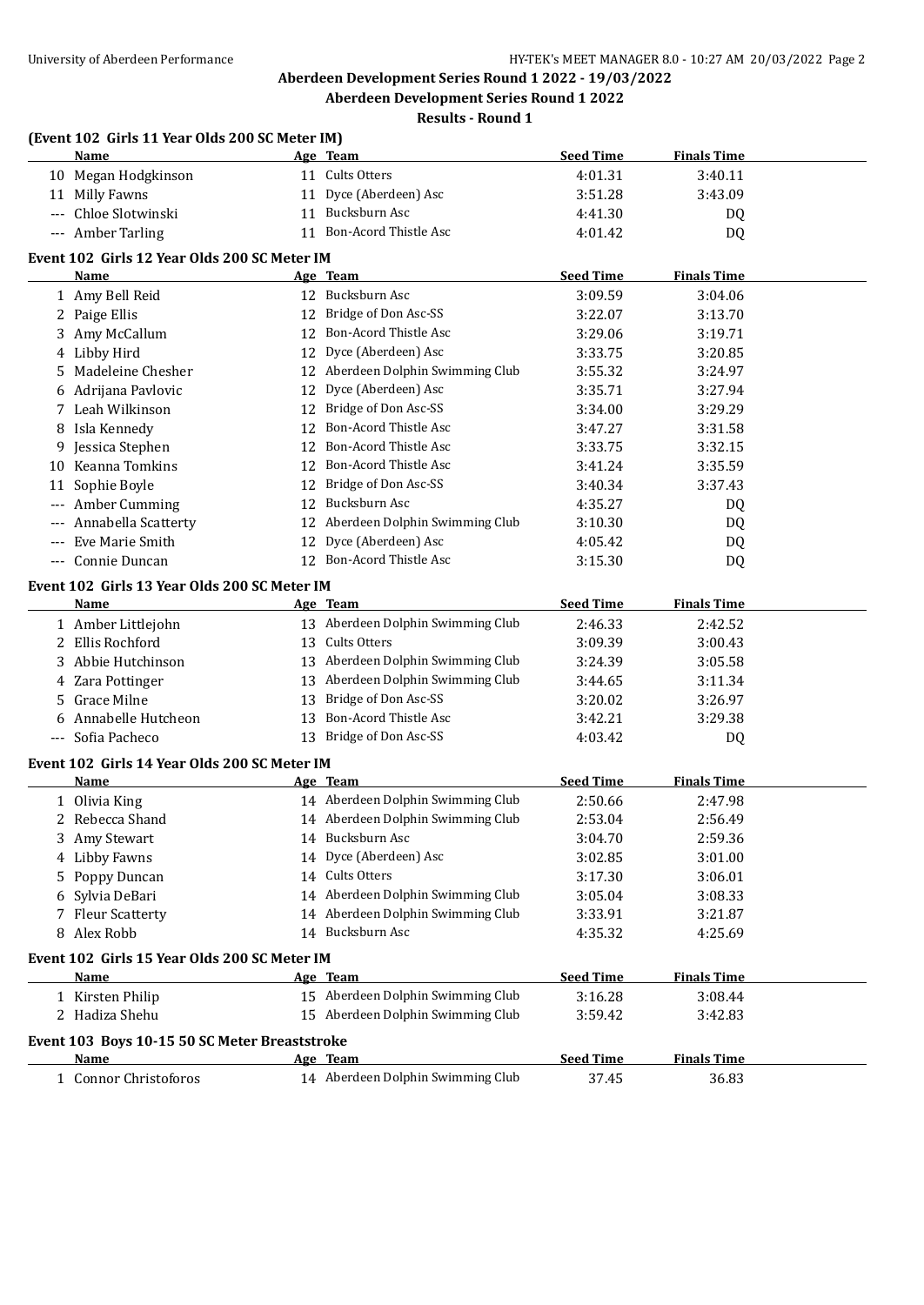Aberdeen Development Series Round 1 2022 - 19/03/2022

Aberdeen Development Series Round 1 2022

Results - Round 1

### (Event 102 Girls 11 Year Olds 200 SC Meter IM)

| | Name | Age | Team | Seed Time | Finals Time |
|---|---|---|---|---|---|
| 10 | Megan Hodgkinson | 11 | Cults Otters | 4:01.31 | 3:40.11 |
| 11 | Milly Fawns | 11 | Dyce (Aberdeen) Asc | 3:51.28 | 3:43.09 |
| --- | Chloe Slotwinski | 11 | Bucksburn Asc | 4:41.30 | DQ |
| --- | Amber Tarling | 11 | Bon-Acord Thistle Asc | 4:01.42 | DQ |

### Event 102 Girls 12 Year Olds 200 SC Meter IM

| | Name | Age | Team | Seed Time | Finals Time |
|---|---|---|---|---|---|
| 1 | Amy Bell Reid | 12 | Bucksburn Asc | 3:09.59 | 3:04.06 |
| 2 | Paige Ellis | 12 | Bridge of Don Asc-SS | 3:22.07 | 3:13.70 |
| 3 | Amy McCallum | 12 | Bon-Acord Thistle Asc | 3:29.06 | 3:19.71 |
| 4 | Libby Hird | 12 | Dyce (Aberdeen) Asc | 3:33.75 | 3:20.85 |
| 5 | Madeleine Chesher | 12 | Aberdeen Dolphin Swimming Club | 3:55.32 | 3:24.97 |
| 6 | Adrijana Pavlovic | 12 | Dyce (Aberdeen) Asc | 3:35.71 | 3:27.94 |
| 7 | Leah Wilkinson | 12 | Bridge of Don Asc-SS | 3:34.00 | 3:29.29 |
| 8 | Isla Kennedy | 12 | Bon-Acord Thistle Asc | 3:47.27 | 3:31.58 |
| 9 | Jessica Stephen | 12 | Bon-Acord Thistle Asc | 3:33.75 | 3:32.15 |
| 10 | Keanna Tomkins | 12 | Bon-Acord Thistle Asc | 3:41.24 | 3:35.59 |
| 11 | Sophie Boyle | 12 | Bridge of Don Asc-SS | 3:40.34 | 3:37.43 |
| --- | Amber Cumming | 12 | Bucksburn Asc | 4:35.27 | DQ |
| --- | Annabella Scatterty | 12 | Aberdeen Dolphin Swimming Club | 3:10.30 | DQ |
| --- | Eve Marie Smith | 12 | Dyce (Aberdeen) Asc | 4:05.42 | DQ |
| --- | Connie Duncan | 12 | Bon-Acord Thistle Asc | 3:15.30 | DQ |

### Event 102 Girls 13 Year Olds 200 SC Meter IM

| | Name | Age | Team | Seed Time | Finals Time |
|---|---|---|---|---|---|
| 1 | Amber Littlejohn | 13 | Aberdeen Dolphin Swimming Club | 2:46.33 | 2:42.52 |
| 2 | Ellis Rochford | 13 | Cults Otters | 3:09.39 | 3:00.43 |
| 3 | Abbie Hutchinson | 13 | Aberdeen Dolphin Swimming Club | 3:24.39 | 3:05.58 |
| 4 | Zara Pottinger | 13 | Aberdeen Dolphin Swimming Club | 3:44.65 | 3:11.34 |
| 5 | Grace Milne | 13 | Bridge of Don Asc-SS | 3:20.02 | 3:26.97 |
| 6 | Annabelle Hutcheon | 13 | Bon-Acord Thistle Asc | 3:42.21 | 3:29.38 |
| --- | Sofia Pacheco | 13 | Bridge of Don Asc-SS | 4:03.42 | DQ |

### Event 102 Girls 14 Year Olds 200 SC Meter IM

| | Name | Age | Team | Seed Time | Finals Time |
|---|---|---|---|---|---|
| 1 | Olivia King | 14 | Aberdeen Dolphin Swimming Club | 2:50.66 | 2:47.98 |
| 2 | Rebecca Shand | 14 | Aberdeen Dolphin Swimming Club | 2:53.04 | 2:56.49 |
| 3 | Amy Stewart | 14 | Bucksburn Asc | 3:04.70 | 2:59.36 |
| 4 | Libby Fawns | 14 | Dyce (Aberdeen) Asc | 3:02.85 | 3:01.00 |
| 5 | Poppy Duncan | 14 | Cults Otters | 3:17.30 | 3:06.01 |
| 6 | Sylvia DeBari | 14 | Aberdeen Dolphin Swimming Club | 3:05.04 | 3:08.33 |
| 7 | Fleur Scatterty | 14 | Aberdeen Dolphin Swimming Club | 3:33.91 | 3:21.87 |
| 8 | Alex Robb | 14 | Bucksburn Asc | 4:35.32 | 4:25.69 |

### Event 102 Girls 15 Year Olds 200 SC Meter IM

| | Name | Age | Team | Seed Time | Finals Time |
|---|---|---|---|---|---|
| 1 | Kirsten Philip | 15 | Aberdeen Dolphin Swimming Club | 3:16.28 | 3:08.44 |
| 2 | Hadiza Shehu | 15 | Aberdeen Dolphin Swimming Club | 3:59.42 | 3:42.83 |

### Event 103 Boys 10-15 50 SC Meter Breaststroke

| | Name | Age | Team | Seed Time | Finals Time |
|---|---|---|---|---|---|
| 1 | Connor Christoforos | 14 | Aberdeen Dolphin Swimming Club | 37.45 | 36.83 |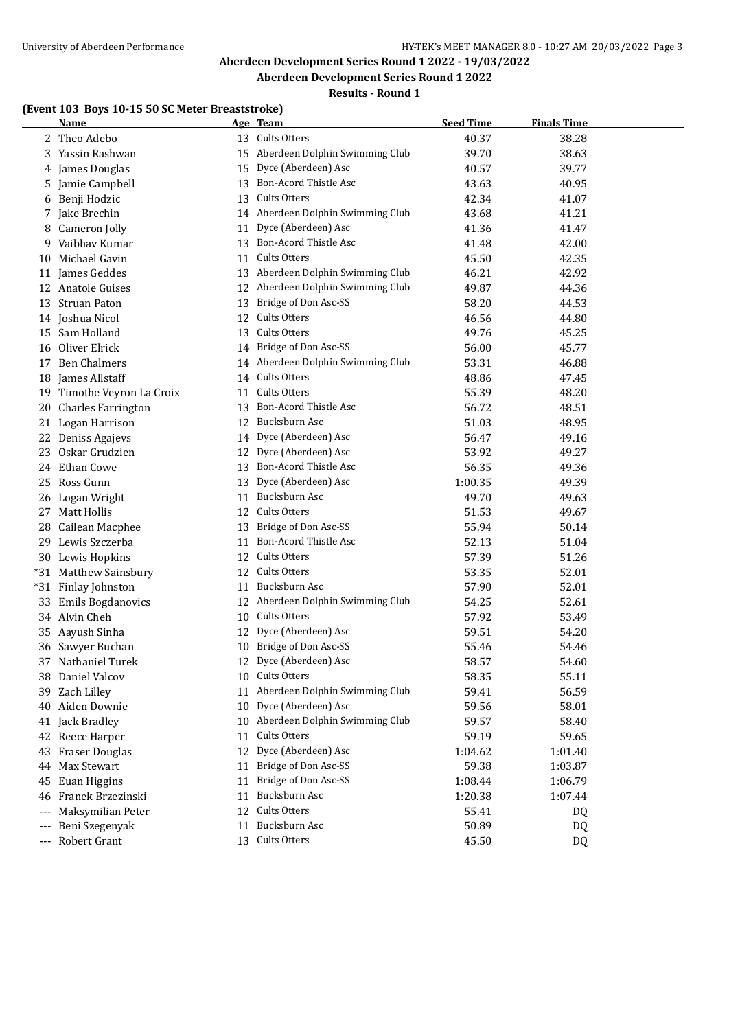## Aberdeen Development Series Round 1 2022 - 19/03/2022

### Aberdeen Development Series Round 1 2022

### Results - Round 1

**(Event 103 Boys 10-15 50 SC Meter Breaststroke)**

| | Name | Age | Team | Seed Time | Finals Time |
|---|---|---|---|---|---|
| 2 | Theo Adebo | 13 | Cults Otters | 40.37 | 38.28 |
| 3 | Yassin Rashwan | 15 | Aberdeen Dolphin Swimming Club | 39.70 | 38.63 |
| 4 | James Douglas | 15 | Dyce (Aberdeen) Asc | 40.57 | 39.77 |
| 5 | Jamie Campbell | 13 | Bon-Acord Thistle Asc | 43.63 | 40.95 |
| 6 | Benji Hodzic | 13 | Cults Otters | 42.34 | 41.07 |
| 7 | Jake Brechin | 14 | Aberdeen Dolphin Swimming Club | 43.68 | 41.21 |
| 8 | Cameron Jolly | 11 | Dyce (Aberdeen) Asc | 41.36 | 41.47 |
| 9 | Vaibhav Kumar | 13 | Bon-Acord Thistle Asc | 41.48 | 42.00 |
| 10 | Michael Gavin | 11 | Cults Otters | 45.50 | 42.35 |
| 11 | James Geddes | 13 | Aberdeen Dolphin Swimming Club | 46.21 | 42.92 |
| 12 | Anatole Guises | 12 | Aberdeen Dolphin Swimming Club | 49.87 | 44.36 |
| 13 | Struan Paton | 13 | Bridge of Don Asc-SS | 58.20 | 44.53 |
| 14 | Joshua Nicol | 12 | Cults Otters | 46.56 | 44.80 |
| 15 | Sam Holland | 13 | Cults Otters | 49.76 | 45.25 |
| 16 | Oliver Elrick | 14 | Bridge of Don Asc-SS | 56.00 | 45.77 |
| 17 | Ben Chalmers | 14 | Aberdeen Dolphin Swimming Club | 53.31 | 46.88 |
| 18 | James Allstaff | 14 | Cults Otters | 48.86 | 47.45 |
| 19 | Timothe Veyron La Croix | 11 | Cults Otters | 55.39 | 48.20 |
| 20 | Charles Farrington | 13 | Bon-Acord Thistle Asc | 56.72 | 48.51 |
| 21 | Logan Harrison | 12 | Bucksburn Asc | 51.03 | 48.95 |
| 22 | Deniss Agajevs | 14 | Dyce (Aberdeen) Asc | 56.47 | 49.16 |
| 23 | Oskar Grudzien | 12 | Dyce (Aberdeen) Asc | 53.92 | 49.27 |
| 24 | Ethan Cowe | 13 | Bon-Acord Thistle Asc | 56.35 | 49.36 |
| 25 | Ross Gunn | 13 | Dyce (Aberdeen) Asc | 1:00.35 | 49.39 |
| 26 | Logan Wright | 11 | Bucksburn Asc | 49.70 | 49.63 |
| 27 | Matt Hollis | 12 | Cults Otters | 51.53 | 49.67 |
| 28 | Cailean Macphee | 13 | Bridge of Don Asc-SS | 55.94 | 50.14 |
| 29 | Lewis Szczerba | 11 | Bon-Acord Thistle Asc | 52.13 | 51.04 |
| 30 | Lewis Hopkins | 12 | Cults Otters | 57.39 | 51.26 |
| *31 | Matthew Sainsbury | 12 | Cults Otters | 53.35 | 52.01 |
| *31 | Finlay Johnston | 11 | Bucksburn Asc | 57.90 | 52.01 |
| 33 | Emils Bogdanovics | 12 | Aberdeen Dolphin Swimming Club | 54.25 | 52.61 |
| 34 | Alvin Cheh | 10 | Cults Otters | 57.92 | 53.49 |
| 35 | Aayush Sinha | 12 | Dyce (Aberdeen) Asc | 59.51 | 54.20 |
| 36 | Sawyer Buchan | 10 | Bridge of Don Asc-SS | 55.46 | 54.46 |
| 37 | Nathaniel Turek | 12 | Dyce (Aberdeen) Asc | 58.57 | 54.60 |
| 38 | Daniel Valcov | 10 | Cults Otters | 58.35 | 55.11 |
| 39 | Zach Lilley | 11 | Aberdeen Dolphin Swimming Club | 59.41 | 56.59 |
| 40 | Aiden Downie | 10 | Dyce (Aberdeen) Asc | 59.56 | 58.01 |
| 41 | Jack Bradley | 10 | Aberdeen Dolphin Swimming Club | 59.57 | 58.40 |
| 42 | Reece Harper | 11 | Cults Otters | 59.19 | 59.65 |
| 43 | Fraser Douglas | 12 | Dyce (Aberdeen) Asc | 1:04.62 | 1:01.40 |
| 44 | Max Stewart | 11 | Bridge of Don Asc-SS | 59.38 | 1:03.87 |
| 45 | Euan Higgins | 11 | Bridge of Don Asc-SS | 1:08.44 | 1:06.79 |
| 46 | Franek Brzezinski | 11 | Bucksburn Asc | 1:20.38 | 1:07.44 |
| --- | Maksymilian Peter | 12 | Cults Otters | 55.41 | DQ |
| --- | Beni Szegenyak | 11 | Bucksburn Asc | 50.89 | DQ |
| --- | Robert Grant | 13 | Cults Otters | 45.50 | DQ |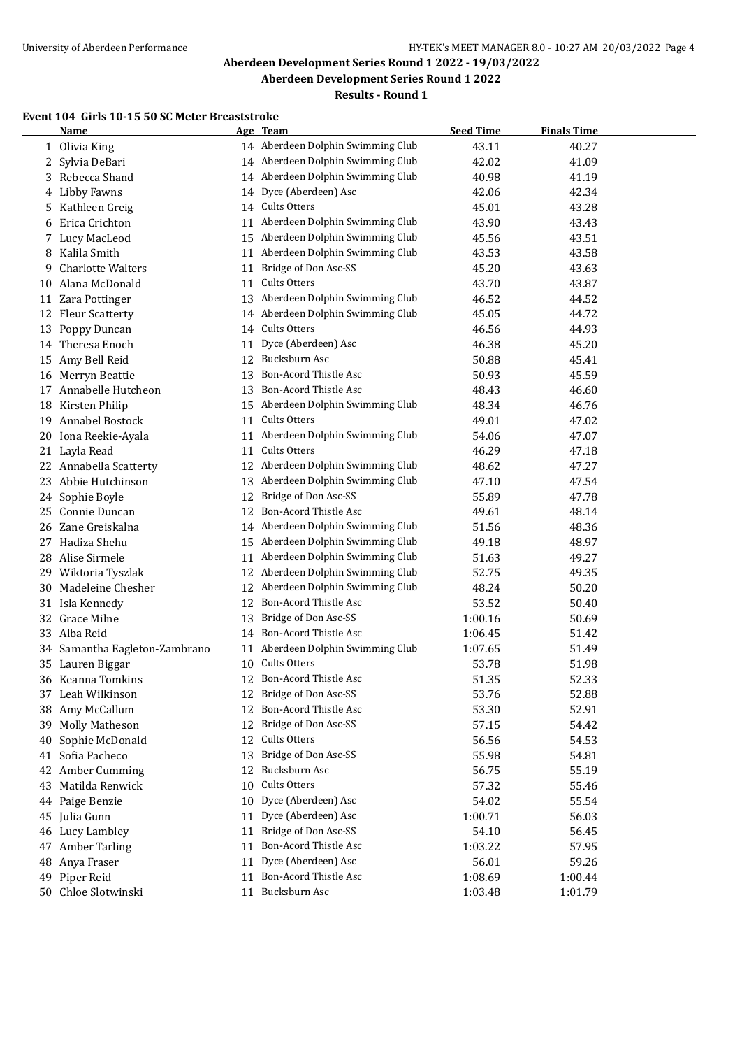## Aberdeen Development Series Round 1 2022 - 19/03/2022

### Aberdeen Development Series Round 1 2022

### Results - Round 1

#### Event 104 Girls 10-15 50 SC Meter Breaststroke

| | Name | Age | Team | Seed Time | Finals Time |
|---|---|---|---|---|---|
| 1 | Olivia King | 14 | Aberdeen Dolphin Swimming Club | 43.11 | 40.27 |
| 2 | Sylvia DeBari | 14 | Aberdeen Dolphin Swimming Club | 42.02 | 41.09 |
| 3 | Rebecca Shand | 14 | Aberdeen Dolphin Swimming Club | 40.98 | 41.19 |
| 4 | Libby Fawns | 14 | Dyce (Aberdeen) Asc | 42.06 | 42.34 |
| 5 | Kathleen Greig | 14 | Cults Otters | 45.01 | 43.28 |
| 6 | Erica Crichton | 11 | Aberdeen Dolphin Swimming Club | 43.90 | 43.43 |
| 7 | Lucy MacLeod | 15 | Aberdeen Dolphin Swimming Club | 45.56 | 43.51 |
| 8 | Kalila Smith | 11 | Aberdeen Dolphin Swimming Club | 43.53 | 43.58 |
| 9 | Charlotte Walters | 11 | Bridge of Don Asc-SS | 45.20 | 43.63 |
| 10 | Alana McDonald | 11 | Cults Otters | 43.70 | 43.87 |
| 11 | Zara Pottinger | 13 | Aberdeen Dolphin Swimming Club | 46.52 | 44.52 |
| 12 | Fleur Scatterty | 14 | Aberdeen Dolphin Swimming Club | 45.05 | 44.72 |
| 13 | Poppy Duncan | 14 | Cults Otters | 46.56 | 44.93 |
| 14 | Theresa Enoch | 11 | Dyce (Aberdeen) Asc | 46.38 | 45.20 |
| 15 | Amy Bell Reid | 12 | Bucksburn Asc | 50.88 | 45.41 |
| 16 | Merryn Beattie | 13 | Bon-Acord Thistle Asc | 50.93 | 45.59 |
| 17 | Annabelle Hutcheon | 13 | Bon-Acord Thistle Asc | 48.43 | 46.60 |
| 18 | Kirsten Philip | 15 | Aberdeen Dolphin Swimming Club | 48.34 | 46.76 |
| 19 | Annabel Bostock | 11 | Cults Otters | 49.01 | 47.02 |
| 20 | Iona Reekie-Ayala | 11 | Aberdeen Dolphin Swimming Club | 54.06 | 47.07 |
| 21 | Layla Read | 11 | Cults Otters | 46.29 | 47.18 |
| 22 | Annabella Scatterty | 12 | Aberdeen Dolphin Swimming Club | 48.62 | 47.27 |
| 23 | Abbie Hutchinson | 13 | Aberdeen Dolphin Swimming Club | 47.10 | 47.54 |
| 24 | Sophie Boyle | 12 | Bridge of Don Asc-SS | 55.89 | 47.78 |
| 25 | Connie Duncan | 12 | Bon-Acord Thistle Asc | 49.61 | 48.14 |
| 26 | Zane Greiskalna | 14 | Aberdeen Dolphin Swimming Club | 51.56 | 48.36 |
| 27 | Hadiza Shehu | 15 | Aberdeen Dolphin Swimming Club | 49.18 | 48.97 |
| 28 | Alise Sirmele | 11 | Aberdeen Dolphin Swimming Club | 51.63 | 49.27 |
| 29 | Wiktoria Tyszlak | 12 | Aberdeen Dolphin Swimming Club | 52.75 | 49.35 |
| 30 | Madeleine Chesher | 12 | Aberdeen Dolphin Swimming Club | 48.24 | 50.20 |
| 31 | Isla Kennedy | 12 | Bon-Acord Thistle Asc | 53.52 | 50.40 |
| 32 | Grace Milne | 13 | Bridge of Don Asc-SS | 1:00.16 | 50.69 |
| 33 | Alba Reid | 14 | Bon-Acord Thistle Asc | 1:06.45 | 51.42 |
| 34 | Samantha Eagleton-Zambrano | 11 | Aberdeen Dolphin Swimming Club | 1:07.65 | 51.49 |
| 35 | Lauren Biggar | 10 | Cults Otters | 53.78 | 51.98 |
| 36 | Keanna Tomkins | 12 | Bon-Acord Thistle Asc | 51.35 | 52.33 |
| 37 | Leah Wilkinson | 12 | Bridge of Don Asc-SS | 53.76 | 52.88 |
| 38 | Amy McCallum | 12 | Bon-Acord Thistle Asc | 53.30 | 52.91 |
| 39 | Molly Matheson | 12 | Bridge of Don Asc-SS | 57.15 | 54.42 |
| 40 | Sophie McDonald | 12 | Cults Otters | 56.56 | 54.53 |
| 41 | Sofia Pacheco | 13 | Bridge of Don Asc-SS | 55.98 | 54.81 |
| 42 | Amber Cumming | 12 | Bucksburn Asc | 56.75 | 55.19 |
| 43 | Matilda Renwick | 10 | Cults Otters | 57.32 | 55.46 |
| 44 | Paige Benzie | 10 | Dyce (Aberdeen) Asc | 54.02 | 55.54 |
| 45 | Julia Gunn | 11 | Dyce (Aberdeen) Asc | 1:00.71 | 56.03 |
| 46 | Lucy Lambley | 11 | Bridge of Don Asc-SS | 54.10 | 56.45 |
| 47 | Amber Tarling | 11 | Bon-Acord Thistle Asc | 1:03.22 | 57.95 |
| 48 | Anya Fraser | 11 | Dyce (Aberdeen) Asc | 56.01 | 59.26 |
| 49 | Piper Reid | 11 | Bon-Acord Thistle Asc | 1:08.69 | 1:00.44 |
| 50 | Chloe Slotwinski | 11 | Bucksburn Asc | 1:03.48 | 1:01.79 |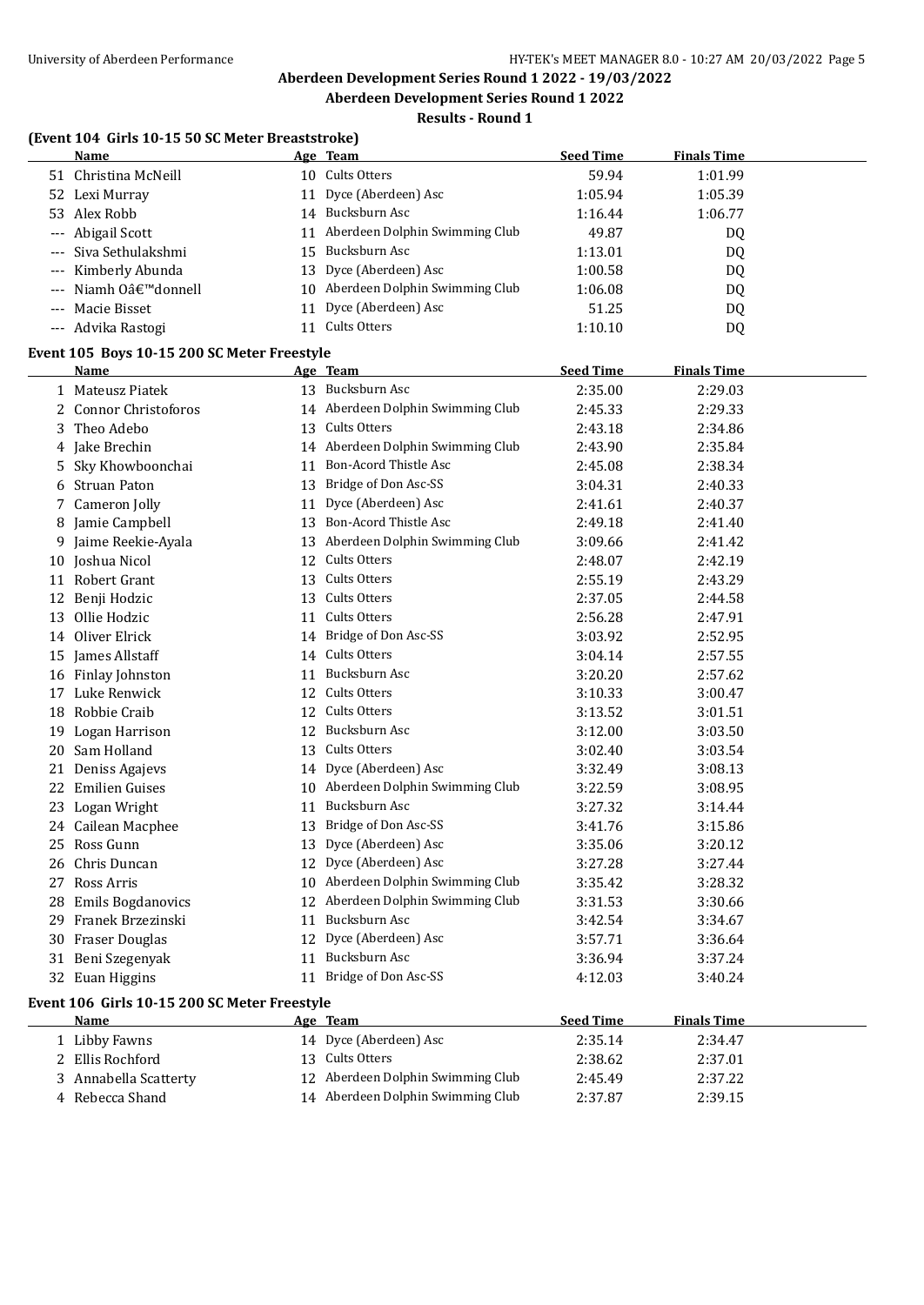## Aberdeen Development Series Round 1 2022 - 19/03/2022

**Aberdeen Development Series Round 1 2022**

**Results - Round 1**

### (Event 104 Girls 10-15 50 SC Meter Breaststroke)

| | Name | Age | Team | Seed Time | Finals Time |
|---|---|---|---|---|---|
| 51 | Christina McNeill | 10 | Cults Otters | 59.94 | 1:01.99 |
| 52 | Lexi Murray | 11 | Dyce (Aberdeen) Asc | 1:05.94 | 1:05.39 |
| 53 | Alex Robb | 14 | Bucksburn Asc | 1:16.44 | 1:06.77 |
| --- | Abigail Scott | 11 | Aberdeen Dolphin Swimming Club | 49.87 | DQ |
| --- | Siva Sethulakshmi | 15 | Bucksburn Asc | 1:13.01 | DQ |
| --- | Kimberly Abunda | 13 | Dyce (Aberdeen) Asc | 1:00.58 | DQ |
| --- | Niamh Oâ€™donnell | 10 | Aberdeen Dolphin Swimming Club | 1:06.08 | DQ |
| --- | Macie Bisset | 11 | Dyce (Aberdeen) Asc | 51.25 | DQ |
| --- | Advika Rastogi | 11 | Cults Otters | 1:10.10 | DQ |

### Event 105 Boys 10-15 200 SC Meter Freestyle

| | Name | Age | Team | Seed Time | Finals Time |
|---|---|---|---|---|---|
| 1 | Mateusz Piatek | 13 | Bucksburn Asc | 2:35.00 | 2:29.03 |
| 2 | Connor Christoforos | 14 | Aberdeen Dolphin Swimming Club | 2:45.33 | 2:29.33 |
| 3 | Theo Adebo | 13 | Cults Otters | 2:43.18 | 2:34.86 |
| 4 | Jake Brechin | 14 | Aberdeen Dolphin Swimming Club | 2:43.90 | 2:35.84 |
| 5 | Sky Khowboonchai | 11 | Bon-Acord Thistle Asc | 2:45.08 | 2:38.34 |
| 6 | Struan Paton | 13 | Bridge of Don Asc-SS | 3:04.31 | 2:40.33 |
| 7 | Cameron Jolly | 11 | Dyce (Aberdeen) Asc | 2:41.61 | 2:40.37 |
| 8 | Jamie Campbell | 13 | Bon-Acord Thistle Asc | 2:49.18 | 2:41.40 |
| 9 | Jaime Reekie-Ayala | 13 | Aberdeen Dolphin Swimming Club | 3:09.66 | 2:41.42 |
| 10 | Joshua Nicol | 12 | Cults Otters | 2:48.07 | 2:42.19 |
| 11 | Robert Grant | 13 | Cults Otters | 2:55.19 | 2:43.29 |
| 12 | Benji Hodzic | 13 | Cults Otters | 2:37.05 | 2:44.58 |
| 13 | Ollie Hodzic | 11 | Cults Otters | 2:56.28 | 2:47.91 |
| 14 | Oliver Elrick | 14 | Bridge of Don Asc-SS | 3:03.92 | 2:52.95 |
| 15 | James Allstaff | 14 | Cults Otters | 3:04.14 | 2:57.55 |
| 16 | Finlay Johnston | 11 | Bucksburn Asc | 3:20.20 | 2:57.62 |
| 17 | Luke Renwick | 12 | Cults Otters | 3:10.33 | 3:00.47 |
| 18 | Robbie Craib | 12 | Cults Otters | 3:13.52 | 3:01.51 |
| 19 | Logan Harrison | 12 | Bucksburn Asc | 3:12.00 | 3:03.50 |
| 20 | Sam Holland | 13 | Cults Otters | 3:02.40 | 3:03.54 |
| 21 | Deniss Agajevs | 14 | Dyce (Aberdeen) Asc | 3:32.49 | 3:08.13 |
| 22 | Emilien Guises | 10 | Aberdeen Dolphin Swimming Club | 3:22.59 | 3:08.95 |
| 23 | Logan Wright | 11 | Bucksburn Asc | 3:27.32 | 3:14.44 |
| 24 | Cailean Macphee | 13 | Bridge of Don Asc-SS | 3:41.76 | 3:15.86 |
| 25 | Ross Gunn | 13 | Dyce (Aberdeen) Asc | 3:35.06 | 3:20.12 |
| 26 | Chris Duncan | 12 | Dyce (Aberdeen) Asc | 3:27.28 | 3:27.44 |
| 27 | Ross Arris | 10 | Aberdeen Dolphin Swimming Club | 3:35.42 | 3:28.32 |
| 28 | Emils Bogdanovics | 12 | Aberdeen Dolphin Swimming Club | 3:31.53 | 3:30.66 |
| 29 | Franek Brzezinski | 11 | Bucksburn Asc | 3:42.54 | 3:34.67 |
| 30 | Fraser Douglas | 12 | Dyce (Aberdeen) Asc | 3:57.71 | 3:36.64 |
| 31 | Beni Szegenyak | 11 | Bucksburn Asc | 3:36.94 | 3:37.24 |
| 32 | Euan Higgins | 11 | Bridge of Don Asc-SS | 4:12.03 | 3:40.24 |

### Event 106 Girls 10-15 200 SC Meter Freestyle

| | Name | Age | Team | Seed Time | Finals Time |
|---|---|---|---|---|---|
| 1 | Libby Fawns | 14 | Dyce (Aberdeen) Asc | 2:35.14 | 2:34.47 |
| 2 | Ellis Rochford | 13 | Cults Otters | 2:38.62 | 2:37.01 |
| 3 | Annabella Scatterty | 12 | Aberdeen Dolphin Swimming Club | 2:45.49 | 2:37.22 |
| 4 | Rebecca Shand | 14 | Aberdeen Dolphin Swimming Club | 2:37.87 | 2:39.15 |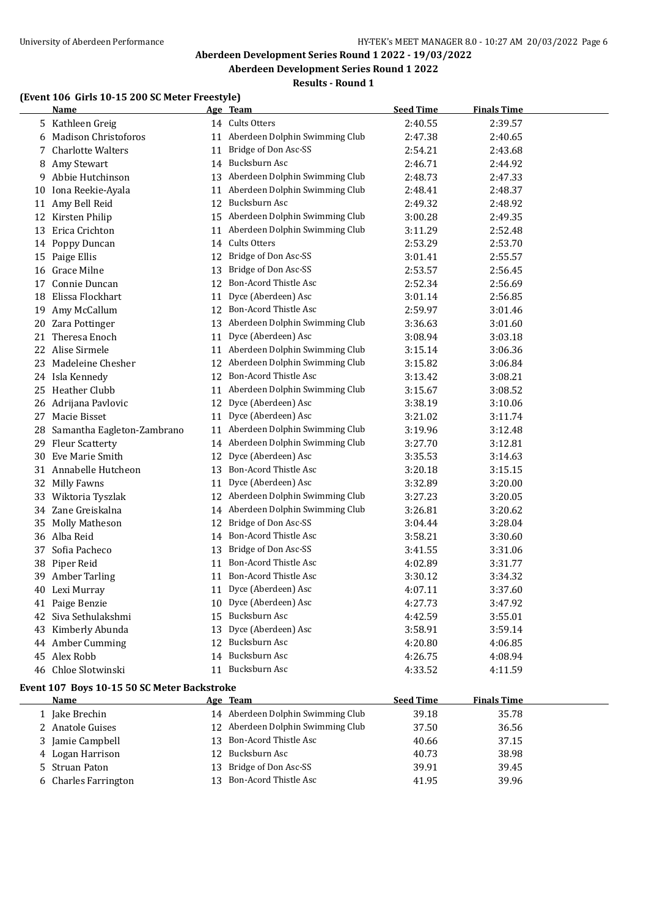## Aberdeen Development Series Round 1 2022 - 19/03/2022

### Aberdeen Development Series Round 1 2022

#### Results - Round 1

### (Event 106 Girls 10-15 200 SC Meter Freestyle)

| | Name | Age | Team | Seed Time | Finals Time |
|---|---|---|---|---|---|
| 5 | Kathleen Greig | 14 | Cults Otters | 2:40.55 | 2:39.57 |
| 6 | Madison Christoforos | 11 | Aberdeen Dolphin Swimming Club | 2:47.38 | 2:40.65 |
| 7 | Charlotte Walters | 11 | Bridge of Don Asc-SS | 2:54.21 | 2:43.68 |
| 8 | Amy Stewart | 14 | Bucksburn Asc | 2:46.71 | 2:44.92 |
| 9 | Abbie Hutchinson | 13 | Aberdeen Dolphin Swimming Club | 2:48.73 | 2:47.33 |
| 10 | Iona Reekie-Ayala | 11 | Aberdeen Dolphin Swimming Club | 2:48.41 | 2:48.37 |
| 11 | Amy Bell Reid | 12 | Bucksburn Asc | 2:49.32 | 2:48.92 |
| 12 | Kirsten Philip | 15 | Aberdeen Dolphin Swimming Club | 3:00.28 | 2:49.35 |
| 13 | Erica Crichton | 11 | Aberdeen Dolphin Swimming Club | 3:11.29 | 2:52.48 |
| 14 | Poppy Duncan | 14 | Cults Otters | 2:53.29 | 2:53.70 |
| 15 | Paige Ellis | 12 | Bridge of Don Asc-SS | 3:01.41 | 2:55.57 |
| 16 | Grace Milne | 13 | Bridge of Don Asc-SS | 2:53.57 | 2:56.45 |
| 17 | Connie Duncan | 12 | Bon-Acord Thistle Asc | 2:52.34 | 2:56.69 |
| 18 | Elissa Flockhart | 11 | Dyce (Aberdeen) Asc | 3:01.14 | 2:56.85 |
| 19 | Amy McCallum | 12 | Bon-Acord Thistle Asc | 2:59.97 | 3:01.46 |
| 20 | Zara Pottinger | 13 | Aberdeen Dolphin Swimming Club | 3:36.63 | 3:01.60 |
| 21 | Theresa Enoch | 11 | Dyce (Aberdeen) Asc | 3:08.94 | 3:03.18 |
| 22 | Alise Sirmele | 11 | Aberdeen Dolphin Swimming Club | 3:15.14 | 3:06.36 |
| 23 | Madeleine Chesher | 12 | Aberdeen Dolphin Swimming Club | 3:15.82 | 3:06.84 |
| 24 | Isla Kennedy | 12 | Bon-Acord Thistle Asc | 3:13.42 | 3:08.21 |
| 25 | Heather Clubb | 11 | Aberdeen Dolphin Swimming Club | 3:15.67 | 3:08.52 |
| 26 | Adrijana Pavlovic | 12 | Dyce (Aberdeen) Asc | 3:38.19 | 3:10.06 |
| 27 | Macie Bisset | 11 | Dyce (Aberdeen) Asc | 3:21.02 | 3:11.74 |
| 28 | Samantha Eagleton-Zambrano | 11 | Aberdeen Dolphin Swimming Club | 3:19.96 | 3:12.48 |
| 29 | Fleur Scatterty | 14 | Aberdeen Dolphin Swimming Club | 3:27.70 | 3:12.81 |
| 30 | Eve Marie Smith | 12 | Dyce (Aberdeen) Asc | 3:35.53 | 3:14.63 |
| 31 | Annabelle Hutcheon | 13 | Bon-Acord Thistle Asc | 3:20.18 | 3:15.15 |
| 32 | Milly Fawns | 11 | Dyce (Aberdeen) Asc | 3:32.89 | 3:20.00 |
| 33 | Wiktoria Tyszlak | 12 | Aberdeen Dolphin Swimming Club | 3:27.23 | 3:20.05 |
| 34 | Zane Greiskalna | 14 | Aberdeen Dolphin Swimming Club | 3:26.81 | 3:20.62 |
| 35 | Molly Matheson | 12 | Bridge of Don Asc-SS | 3:04.44 | 3:28.04 |
| 36 | Alba Reid | 14 | Bon-Acord Thistle Asc | 3:58.21 | 3:30.60 |
| 37 | Sofia Pacheco | 13 | Bridge of Don Asc-SS | 3:41.55 | 3:31.06 |
| 38 | Piper Reid | 11 | Bon-Acord Thistle Asc | 4:02.89 | 3:31.77 |
| 39 | Amber Tarling | 11 | Bon-Acord Thistle Asc | 3:30.12 | 3:34.32 |
| 40 | Lexi Murray | 11 | Dyce (Aberdeen) Asc | 4:07.11 | 3:37.60 |
| 41 | Paige Benzie | 10 | Dyce (Aberdeen) Asc | 4:27.73 | 3:47.92 |
| 42 | Siva Sethulakshmi | 15 | Bucksburn Asc | 4:42.59 | 3:55.01 |
| 43 | Kimberly Abunda | 13 | Dyce (Aberdeen) Asc | 3:58.91 | 3:59.14 |
| 44 | Amber Cumming | 12 | Bucksburn Asc | 4:20.80 | 4:06.85 |
| 45 | Alex Robb | 14 | Bucksburn Asc | 4:26.75 | 4:08.94 |
| 46 | Chloe Slotwinski | 11 | Bucksburn Asc | 4:33.52 | 4:11.59 |

### Event 107 Boys 10-15 50 SC Meter Backstroke

| | Name | Age | Team | Seed Time | Finals Time |
|---|---|---|---|---|---|
| 1 | Jake Brechin | 14 | Aberdeen Dolphin Swimming Club | 39.18 | 35.78 |
| 2 | Anatole Guises | 12 | Aberdeen Dolphin Swimming Club | 37.50 | 36.56 |
| 3 | Jamie Campbell | 13 | Bon-Acord Thistle Asc | 40.66 | 37.15 |
| 4 | Logan Harrison | 12 | Bucksburn Asc | 40.73 | 38.98 |
| 5 | Struan Paton | 13 | Bridge of Don Asc-SS | 39.91 | 39.45 |
| 6 | Charles Farrington | 13 | Bon-Acord Thistle Asc | 41.95 | 39.96 |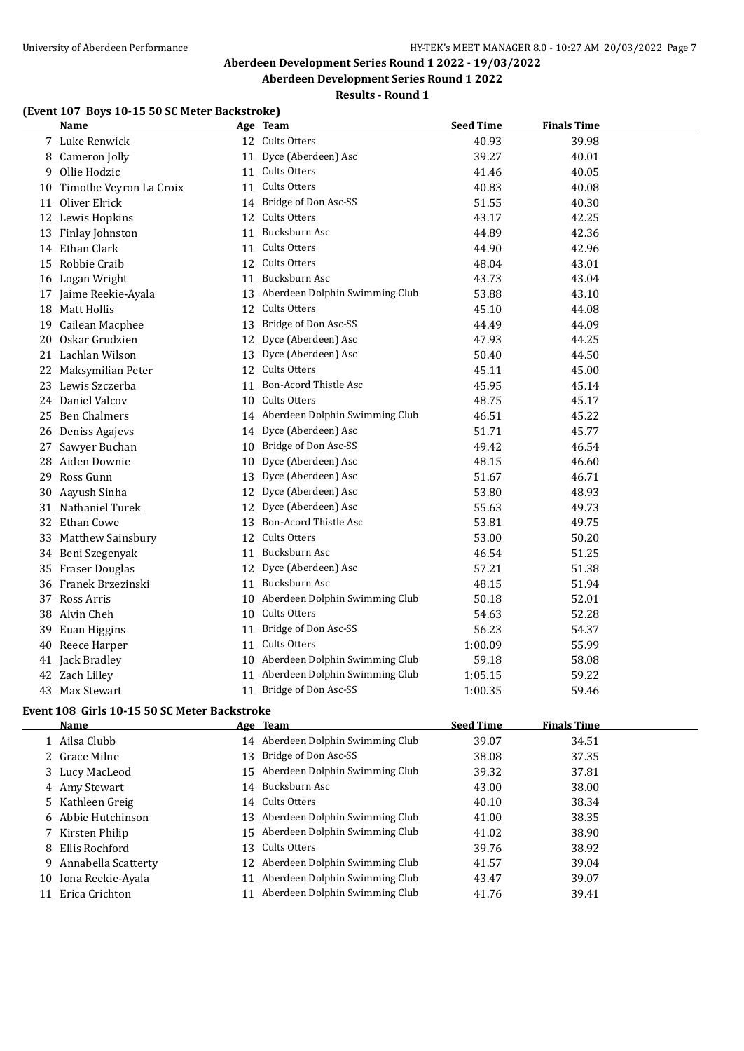## Aberdeen Development Series Round 1 2022 - 19/03/2022

### Aberdeen Development Series Round 1 2022

#### Results - Round 1

### (Event 107 Boys 10-15 50 SC Meter Backstroke)

| | Name | Age | Team | Seed Time | Finals Time |
|---|---|---|---|---|---|
| 7 | Luke Renwick | 12 | Cults Otters | 40.93 | 39.98 |
| 8 | Cameron Jolly | 11 | Dyce (Aberdeen) Asc | 39.27 | 40.01 |
| 9 | Ollie Hodzic | 11 | Cults Otters | 41.46 | 40.05 |
| 10 | Timothe Veyron La Croix | 11 | Cults Otters | 40.83 | 40.08 |
| 11 | Oliver Elrick | 14 | Bridge of Don Asc-SS | 51.55 | 40.30 |
| 12 | Lewis Hopkins | 12 | Cults Otters | 43.17 | 42.25 |
| 13 | Finlay Johnston | 11 | Bucksburn Asc | 44.89 | 42.36 |
| 14 | Ethan Clark | 11 | Cults Otters | 44.90 | 42.96 |
| 15 | Robbie Craib | 12 | Cults Otters | 48.04 | 43.01 |
| 16 | Logan Wright | 11 | Bucksburn Asc | 43.73 | 43.04 |
| 17 | Jaime Reekie-Ayala | 13 | Aberdeen Dolphin Swimming Club | 53.88 | 43.10 |
| 18 | Matt Hollis | 12 | Cults Otters | 45.10 | 44.08 |
| 19 | Cailean Macphee | 13 | Bridge of Don Asc-SS | 44.49 | 44.09 |
| 20 | Oskar Grudzien | 12 | Dyce (Aberdeen) Asc | 47.93 | 44.25 |
| 21 | Lachlan Wilson | 13 | Dyce (Aberdeen) Asc | 50.40 | 44.50 |
| 22 | Maksymilian Peter | 12 | Cults Otters | 45.11 | 45.00 |
| 23 | Lewis Szczerba | 11 | Bon-Acord Thistle Asc | 45.95 | 45.14 |
| 24 | Daniel Valcov | 10 | Cults Otters | 48.75 | 45.17 |
| 25 | Ben Chalmers | 14 | Aberdeen Dolphin Swimming Club | 46.51 | 45.22 |
| 26 | Deniss Agajevs | 14 | Dyce (Aberdeen) Asc | 51.71 | 45.77 |
| 27 | Sawyer Buchan | 10 | Bridge of Don Asc-SS | 49.42 | 46.54 |
| 28 | Aiden Downie | 10 | Dyce (Aberdeen) Asc | 48.15 | 46.60 |
| 29 | Ross Gunn | 13 | Dyce (Aberdeen) Asc | 51.67 | 46.71 |
| 30 | Aayush Sinha | 12 | Dyce (Aberdeen) Asc | 53.80 | 48.93 |
| 31 | Nathaniel Turek | 12 | Dyce (Aberdeen) Asc | 55.63 | 49.73 |
| 32 | Ethan Cowe | 13 | Bon-Acord Thistle Asc | 53.81 | 49.75 |
| 33 | Matthew Sainsbury | 12 | Cults Otters | 53.00 | 50.20 |
| 34 | Beni Szegenyak | 11 | Bucksburn Asc | 46.54 | 51.25 |
| 35 | Fraser Douglas | 12 | Dyce (Aberdeen) Asc | 57.21 | 51.38 |
| 36 | Franek Brzezinski | 11 | Bucksburn Asc | 48.15 | 51.94 |
| 37 | Ross Arris | 10 | Aberdeen Dolphin Swimming Club | 50.18 | 52.01 |
| 38 | Alvin Cheh | 10 | Cults Otters | 54.63 | 52.28 |
| 39 | Euan Higgins | 11 | Bridge of Don Asc-SS | 56.23 | 54.37 |
| 40 | Reece Harper | 11 | Cults Otters | 1:00.09 | 55.99 |
| 41 | Jack Bradley | 10 | Aberdeen Dolphin Swimming Club | 59.18 | 58.08 |
| 42 | Zach Lilley | 11 | Aberdeen Dolphin Swimming Club | 1:05.15 | 59.22 |
| 43 | Max Stewart | 11 | Bridge of Don Asc-SS | 1:00.35 | 59.46 |

### Event 108 Girls 10-15 50 SC Meter Backstroke

| | Name | Age | Team | Seed Time | Finals Time |
|---|---|---|---|---|---|
| 1 | Ailsa Clubb | 14 | Aberdeen Dolphin Swimming Club | 39.07 | 34.51 |
| 2 | Grace Milne | 13 | Bridge of Don Asc-SS | 38.08 | 37.35 |
| 3 | Lucy MacLeod | 15 | Aberdeen Dolphin Swimming Club | 39.32 | 37.81 |
| 4 | Amy Stewart | 14 | Bucksburn Asc | 43.00 | 38.00 |
| 5 | Kathleen Greig | 14 | Cults Otters | 40.10 | 38.34 |
| 6 | Abbie Hutchinson | 13 | Aberdeen Dolphin Swimming Club | 41.00 | 38.35 |
| 7 | Kirsten Philip | 15 | Aberdeen Dolphin Swimming Club | 41.02 | 38.90 |
| 8 | Ellis Rochford | 13 | Cults Otters | 39.76 | 38.92 |
| 9 | Annabella Scatterty | 12 | Aberdeen Dolphin Swimming Club | 41.57 | 39.04 |
| 10 | Iona Reekie-Ayala | 11 | Aberdeen Dolphin Swimming Club | 43.47 | 39.07 |
| 11 | Erica Crichton | 11 | Aberdeen Dolphin Swimming Club | 41.76 | 39.41 |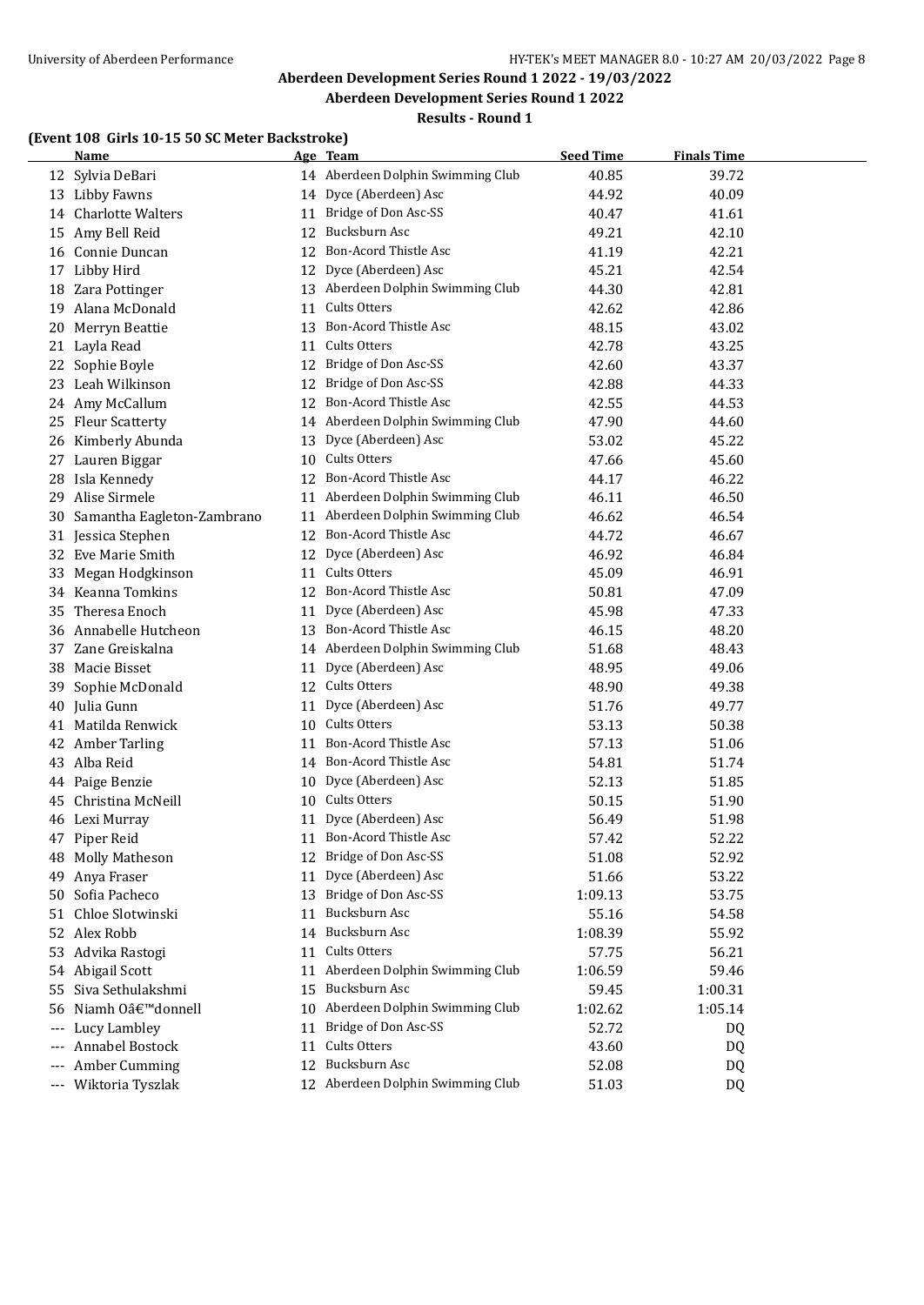## Aberdeen Development Series Round 1 2022 - 19/03/2022

### Aberdeen Development Series Round 1 2022

#### Results - Round 1

**(Event 108 Girls 10-15 50 SC Meter Backstroke)**

| | Name | Age | Team | Seed Time | Finals Time |
|---|---|---|---|---|---|
| 12 | Sylvia DeBari | 14 | Aberdeen Dolphin Swimming Club | 40.85 | 39.72 |
| 13 | Libby Fawns | 14 | Dyce (Aberdeen) Asc | 44.92 | 40.09 |
| 14 | Charlotte Walters | 11 | Bridge of Don Asc-SS | 40.47 | 41.61 |
| 15 | Amy Bell Reid | 12 | Bucksburn Asc | 49.21 | 42.10 |
| 16 | Connie Duncan | 12 | Bon-Acord Thistle Asc | 41.19 | 42.21 |
| 17 | Libby Hird | 12 | Dyce (Aberdeen) Asc | 45.21 | 42.54 |
| 18 | Zara Pottinger | 13 | Aberdeen Dolphin Swimming Club | 44.30 | 42.81 |
| 19 | Alana McDonald | 11 | Cults Otters | 42.62 | 42.86 |
| 20 | Merryn Beattie | 13 | Bon-Acord Thistle Asc | 48.15 | 43.02 |
| 21 | Layla Read | 11 | Cults Otters | 42.78 | 43.25 |
| 22 | Sophie Boyle | 12 | Bridge of Don Asc-SS | 42.60 | 43.37 |
| 23 | Leah Wilkinson | 12 | Bridge of Don Asc-SS | 42.88 | 44.33 |
| 24 | Amy McCallum | 12 | Bon-Acord Thistle Asc | 42.55 | 44.53 |
| 25 | Fleur Scatterty | 14 | Aberdeen Dolphin Swimming Club | 47.90 | 44.60 |
| 26 | Kimberly Abunda | 13 | Dyce (Aberdeen) Asc | 53.02 | 45.22 |
| 27 | Lauren Biggar | 10 | Cults Otters | 47.66 | 45.60 |
| 28 | Isla Kennedy | 12 | Bon-Acord Thistle Asc | 44.17 | 46.22 |
| 29 | Alise Sirmele | 11 | Aberdeen Dolphin Swimming Club | 46.11 | 46.50 |
| 30 | Samantha Eagleton-Zambrano | 11 | Aberdeen Dolphin Swimming Club | 46.62 | 46.54 |
| 31 | Jessica Stephen | 12 | Bon-Acord Thistle Asc | 44.72 | 46.67 |
| 32 | Eve Marie Smith | 12 | Dyce (Aberdeen) Asc | 46.92 | 46.84 |
| 33 | Megan Hodgkinson | 11 | Cults Otters | 45.09 | 46.91 |
| 34 | Keanna Tomkins | 12 | Bon-Acord Thistle Asc | 50.81 | 47.09 |
| 35 | Theresa Enoch | 11 | Dyce (Aberdeen) Asc | 45.98 | 47.33 |
| 36 | Annabelle Hutcheon | 13 | Bon-Acord Thistle Asc | 46.15 | 48.20 |
| 37 | Zane Greiskalna | 14 | Aberdeen Dolphin Swimming Club | 51.68 | 48.43 |
| 38 | Macie Bisset | 11 | Dyce (Aberdeen) Asc | 48.95 | 49.06 |
| 39 | Sophie McDonald | 12 | Cults Otters | 48.90 | 49.38 |
| 40 | Julia Gunn | 11 | Dyce (Aberdeen) Asc | 51.76 | 49.77 |
| 41 | Matilda Renwick | 10 | Cults Otters | 53.13 | 50.38 |
| 42 | Amber Tarling | 11 | Bon-Acord Thistle Asc | 57.13 | 51.06 |
| 43 | Alba Reid | 14 | Bon-Acord Thistle Asc | 54.81 | 51.74 |
| 44 | Paige Benzie | 10 | Dyce (Aberdeen) Asc | 52.13 | 51.85 |
| 45 | Christina McNeill | 10 | Cults Otters | 50.15 | 51.90 |
| 46 | Lexi Murray | 11 | Dyce (Aberdeen) Asc | 56.49 | 51.98 |
| 47 | Piper Reid | 11 | Bon-Acord Thistle Asc | 57.42 | 52.22 |
| 48 | Molly Matheson | 12 | Bridge of Don Asc-SS | 51.08 | 52.92 |
| 49 | Anya Fraser | 11 | Dyce (Aberdeen) Asc | 51.66 | 53.22 |
| 50 | Sofia Pacheco | 13 | Bridge of Don Asc-SS | 1:09.13 | 53.75 |
| 51 | Chloe Slotwinski | 11 | Bucksburn Asc | 55.16 | 54.58 |
| 52 | Alex Robb | 14 | Bucksburn Asc | 1:08.39 | 55.92 |
| 53 | Advika Rastogi | 11 | Cults Otters | 57.75 | 56.21 |
| 54 | Abigail Scott | 11 | Aberdeen Dolphin Swimming Club | 1:06.59 | 59.46 |
| 55 | Siva Sethulakshmi | 15 | Bucksburn Asc | 59.45 | 1:00.31 |
| 56 | Niamh Oâ€™donnell | 10 | Aberdeen Dolphin Swimming Club | 1:02.62 | 1:05.14 |
| --- | Lucy Lambley | 11 | Bridge of Don Asc-SS | 52.72 | DQ |
| --- | Annabel Bostock | 11 | Cults Otters | 43.60 | DQ |
| --- | Amber Cumming | 12 | Bucksburn Asc | 52.08 | DQ |
| --- | Wiktoria Tyszlak | 12 | Aberdeen Dolphin Swimming Club | 51.03 | DQ |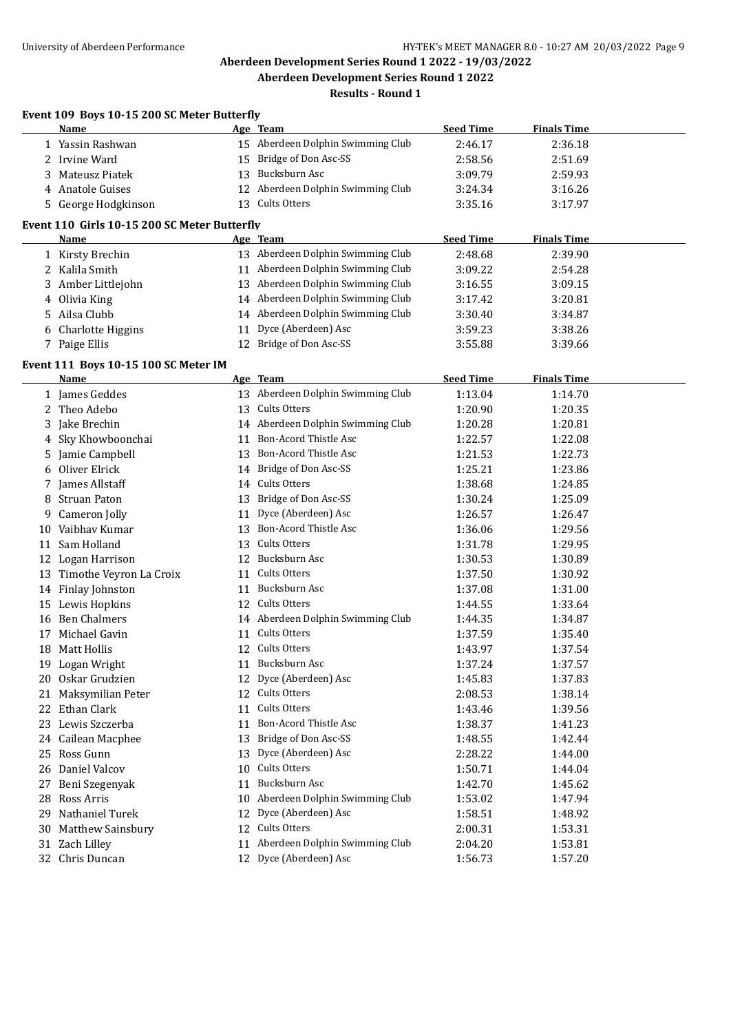# Aberdeen Development Series Round 1 2022 - 19/03/2022

## Aberdeen Development Series Round 1 2022

### Results - Round 1

#### Event 109 Boys 10-15 200 SC Meter Butterfly

| | Name | Age | Team | Seed Time | Finals Time |
|---|---|---|---|---|---|
| 1 | Yassin Rashwan | 15 | Aberdeen Dolphin Swimming Club | 2:46.17 | 2:36.18 |
| 2 | Irvine Ward | 15 | Bridge of Don Asc-SS | 2:58.56 | 2:51.69 |
| 3 | Mateusz Piatek | 13 | Bucksburn Asc | 3:09.79 | 2:59.93 |
| 4 | Anatole Guises | 12 | Aberdeen Dolphin Swimming Club | 3:24.34 | 3:16.26 |
| 5 | George Hodgkinson | 13 | Cults Otters | 3:35.16 | 3:17.97 |

#### Event 110 Girls 10-15 200 SC Meter Butterfly

| | Name | Age | Team | Seed Time | Finals Time |
|---|---|---|---|---|---|
| 1 | Kirsty Brechin | 13 | Aberdeen Dolphin Swimming Club | 2:48.68 | 2:39.90 |
| 2 | Kalila Smith | 11 | Aberdeen Dolphin Swimming Club | 3:09.22 | 2:54.28 |
| 3 | Amber Littlejohn | 13 | Aberdeen Dolphin Swimming Club | 3:16.55 | 3:09.15 |
| 4 | Olivia King | 14 | Aberdeen Dolphin Swimming Club | 3:17.42 | 3:20.81 |
| 5 | Ailsa Clubb | 14 | Aberdeen Dolphin Swimming Club | 3:30.40 | 3:34.87 |
| 6 | Charlotte Higgins | 11 | Dyce (Aberdeen) Asc | 3:59.23 | 3:38.26 |
| 7 | Paige Ellis | 12 | Bridge of Don Asc-SS | 3:55.88 | 3:39.66 |

#### Event 111 Boys 10-15 100 SC Meter IM

| | Name | Age | Team | Seed Time | Finals Time |
|---|---|---|---|---|---|
| 1 | James Geddes | 13 | Aberdeen Dolphin Swimming Club | 1:13.04 | 1:14.70 |
| 2 | Theo Adebo | 13 | Cults Otters | 1:20.90 | 1:20.35 |
| 3 | Jake Brechin | 14 | Aberdeen Dolphin Swimming Club | 1:20.28 | 1:20.81 |
| 4 | Sky Khowboonchai | 11 | Bon-Acord Thistle Asc | 1:22.57 | 1:22.08 |
| 5 | Jamie Campbell | 13 | Bon-Acord Thistle Asc | 1:21.53 | 1:22.73 |
| 6 | Oliver Elrick | 14 | Bridge of Don Asc-SS | 1:25.21 | 1:23.86 |
| 7 | James Allstaff | 14 | Cults Otters | 1:38.68 | 1:24.85 |
| 8 | Struan Paton | 13 | Bridge of Don Asc-SS | 1:30.24 | 1:25.09 |
| 9 | Cameron Jolly | 11 | Dyce (Aberdeen) Asc | 1:26.57 | 1:26.47 |
| 10 | Vaibhav Kumar | 13 | Bon-Acord Thistle Asc | 1:36.06 | 1:29.56 |
| 11 | Sam Holland | 13 | Cults Otters | 1:31.78 | 1:29.95 |
| 12 | Logan Harrison | 12 | Bucksburn Asc | 1:30.53 | 1:30.89 |
| 13 | Timothe Veyron La Croix | 11 | Cults Otters | 1:37.50 | 1:30.92 |
| 14 | Finlay Johnston | 11 | Bucksburn Asc | 1:37.08 | 1:31.00 |
| 15 | Lewis Hopkins | 12 | Cults Otters | 1:44.55 | 1:33.64 |
| 16 | Ben Chalmers | 14 | Aberdeen Dolphin Swimming Club | 1:44.35 | 1:34.87 |
| 17 | Michael Gavin | 11 | Cults Otters | 1:37.59 | 1:35.40 |
| 18 | Matt Hollis | 12 | Cults Otters | 1:43.97 | 1:37.54 |
| 19 | Logan Wright | 11 | Bucksburn Asc | 1:37.24 | 1:37.57 |
| 20 | Oskar Grudzien | 12 | Dyce (Aberdeen) Asc | 1:45.83 | 1:37.83 |
| 21 | Maksymilian Peter | 12 | Cults Otters | 2:08.53 | 1:38.14 |
| 22 | Ethan Clark | 11 | Cults Otters | 1:43.46 | 1:39.56 |
| 23 | Lewis Szczerba | 11 | Bon-Acord Thistle Asc | 1:38.37 | 1:41.23 |
| 24 | Cailean Macphee | 13 | Bridge of Don Asc-SS | 1:48.55 | 1:42.44 |
| 25 | Ross Gunn | 13 | Dyce (Aberdeen) Asc | 2:28.22 | 1:44.00 |
| 26 | Daniel Valcov | 10 | Cults Otters | 1:50.71 | 1:44.04 |
| 27 | Beni Szegenyak | 11 | Bucksburn Asc | 1:42.70 | 1:45.62 |
| 28 | Ross Arris | 10 | Aberdeen Dolphin Swimming Club | 1:53.02 | 1:47.94 |
| 29 | Nathaniel Turek | 12 | Dyce (Aberdeen) Asc | 1:58.51 | 1:48.92 |
| 30 | Matthew Sainsbury | 12 | Cults Otters | 2:00.31 | 1:53.31 |
| 31 | Zach Lilley | 11 | Aberdeen Dolphin Swimming Club | 2:04.20 | 1:53.81 |
| 32 | Chris Duncan | 12 | Dyce (Aberdeen) Asc | 1:56.73 | 1:57.20 |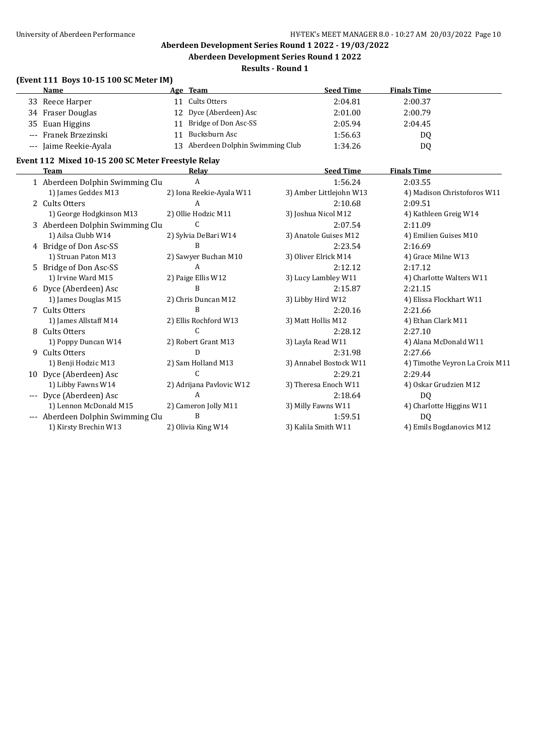## Aberdeen Development Series Round 1 2022 - 19/03/2022

## Aberdeen Development Series Round 1 2022

### Results - Round 1

**(Event 111 Boys 10-15 100 SC Meter IM)**

| | Name | Age | Team | Seed Time | Finals Time |
|---|---|---|---|---|---|
| 33 | Reece Harper | 11 | Cults Otters | 2:04.81 | 2:00.37 |
| 34 | Fraser Douglas | 12 | Dyce (Aberdeen) Asc | 2:01.00 | 2:00.79 |
| 35 | Euan Higgins | 11 | Bridge of Don Asc-SS | 2:05.94 | 2:04.45 |
| --- | Franek Brzezinski | 11 | Bucksburn Asc | 1:56.63 | DQ |
| --- | Jaime Reekie-Ayala | 13 | Aberdeen Dolphin Swimming Club | 1:34.26 | DQ |

**Event 112 Mixed 10-15 200 SC Meter Freestyle Relay**

| | Team | Relay | Seed Time | Finals Time |
|---|---|---|---|---|
| 1 | Aberdeen Dolphin Swimming Clu | A | 1:56.24 | 2:03.55 |
| | 1) James Geddes M13 | 2) Iona Reekie-Ayala W11 | 3) Amber Littlejohn W13 | 4) Madison Christoforos W11 |
| 2 | Cults Otters | A | 2:10.68 | 2:09.51 |
| | 1) George Hodgkinson M13 | 2) Ollie Hodzic M11 | 3) Joshua Nicol M12 | 4) Kathleen Greig W14 |
| 3 | Aberdeen Dolphin Swimming Clu | C | 2:07.54 | 2:11.09 |
| | 1) Ailsa Clubb W14 | 2) Sylvia DeBari W14 | 3) Anatole Guises M12 | 4) Emilien Guises M10 |
| 4 | Bridge of Don Asc-SS | B | 2:23.54 | 2:16.69 |
| | 1) Struan Paton M13 | 2) Sawyer Buchan M10 | 3) Oliver Elrick M14 | 4) Grace Milne W13 |
| 5 | Bridge of Don Asc-SS | A | 2:12.12 | 2:17.12 |
| | 1) Irvine Ward M15 | 2) Paige Ellis W12 | 3) Lucy Lambley W11 | 4) Charlotte Walters W11 |
| 6 | Dyce (Aberdeen) Asc | B | 2:15.87 | 2:21.15 |
| | 1) James Douglas M15 | 2) Chris Duncan M12 | 3) Libby Hird W12 | 4) Elissa Flockhart W11 |
| 7 | Cults Otters | B | 2:20.16 | 2:21.66 |
| | 1) James Allstaff M14 | 2) Ellis Rochford W13 | 3) Matt Hollis M12 | 4) Ethan Clark M11 |
| 8 | Cults Otters | C | 2:28.12 | 2:27.10 |
| | 1) Poppy Duncan W14 | 2) Robert Grant M13 | 3) Layla Read W11 | 4) Alana McDonald W11 |
| 9 | Cults Otters | D | 2:31.98 | 2:27.66 |
| | 1) Benji Hodzic M13 | 2) Sam Holland M13 | 3) Annabel Bostock W11 | 4) Timothe Veyron La Croix M11 |
| 10 | Dyce (Aberdeen) Asc | C | 2:29.21 | 2:29.44 |
| | 1) Libby Fawns W14 | 2) Adrijana Pavlovic W12 | 3) Theresa Enoch W11 | 4) Oskar Grudzien M12 |
| --- | Dyce (Aberdeen) Asc | A | 2:18.64 | DQ |
| | 1) Lennon McDonald M15 | 2) Cameron Jolly M11 | 3) Milly Fawns W11 | 4) Charlotte Higgins W11 |
| --- | Aberdeen Dolphin Swimming Clu | B | 1:59.51 | DQ |
| | 1) Kirsty Brechin W13 | 2) Olivia King W14 | 3) Kalila Smith W11 | 4) Emils Bogdanovics M12 |